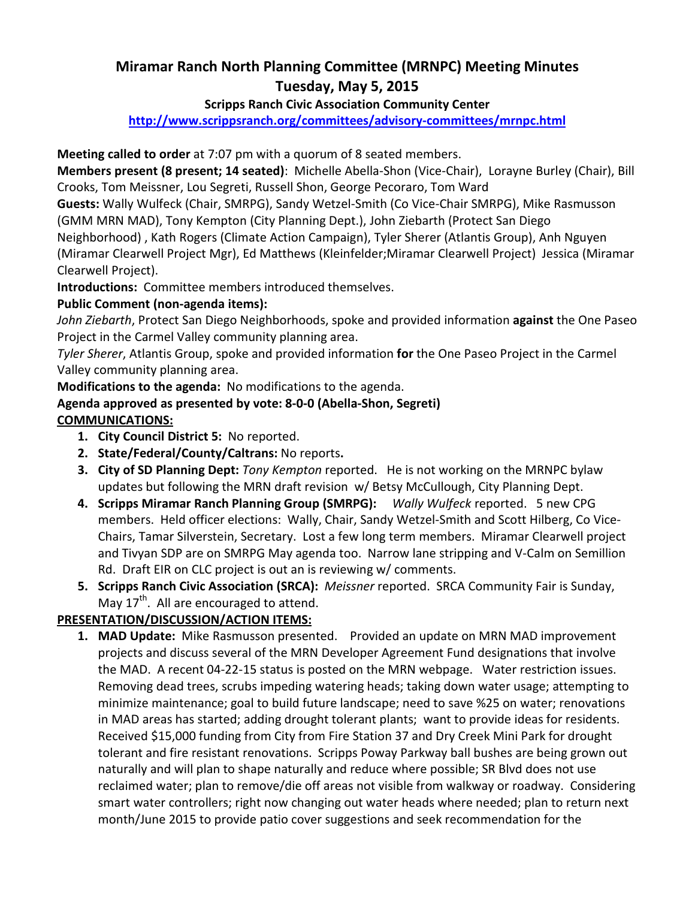# Miramar Ranch North Planning Committee (MRNPC) Meeting Minutes
## Tuesday, May 5, 2015

**Scripps Ranch Civic Association Community Center**

**http://www.scrippsranch.org/committees/advisory-committees/mrnpc.html**

**Meeting called to order** at 7:07 pm with a quorum of 8 seated members.

**Members present (8 present; 14 seated)**: Michelle Abella-Shon (Vice-Chair), Lorayne Burley (Chair), Bill Crooks, Tom Meissner, Lou Segreti, Russell Shon, George Pecoraro, Tom Ward

**Guests:** Wally Wulfeck (Chair, SMRPG), Sandy Wetzel-Smith (Co Vice-Chair SMRPG), Mike Rasmusson (GMM MRN MAD), Tony Kempton (City Planning Dept.), John Ziebarth (Protect San Diego Neighborhood) , Kath Rogers (Climate Action Campaign), Tyler Sherer (Atlantis Group), Anh Nguyen (Miramar Clearwell Project Mgr), Ed Matthews (Kleinfelder;Miramar Clearwell Project) Jessica (Miramar Clearwell Project).

**Introductions:** Committee members introduced themselves.

**Public Comment (non-agenda items):**

*John Ziebarth*, Protect San Diego Neighborhoods, spoke and provided information **against** the One Paseo Project in the Carmel Valley community planning area.

*Tyler Sherer*, Atlantis Group, spoke and provided information **for** the One Paseo Project in the Carmel Valley community planning area.

**Modifications to the agenda:** No modifications to the agenda.

**Agenda approved as presented by vote: 8-0-0 (Abella-Shon, Segreti)**

**COMMUNICATIONS:**

1. **City Council District 5:** No reported.
2. **State/Federal/County/Caltrans:** No reports**.**
3. **City of SD Planning Dept:** *Tony Kempton* reported. He is not working on the MRNPC bylaw updates but following the MRN draft revision w/ Betsy McCullough, City Planning Dept.
4. **Scripps Miramar Ranch Planning Group (SMRPG):** *Wally Wulfeck* reported. 5 new CPG members. Held officer elections: Wally, Chair, Sandy Wetzel-Smith and Scott Hilberg, Co Vice-Chairs, Tamar Silverstein, Secretary. Lost a few long term members. Miramar Clearwell project and Tivyan SDP are on SMRPG May agenda too. Narrow lane stripping and V-Calm on Semillion Rd. Draft EIR on CLC project is out an is reviewing w/ comments.
5. **Scripps Ranch Civic Association (SRCA):** *Meissner* reported. SRCA Community Fair is Sunday, May 17th. All are encouraged to attend.

**PRESENTATION/DISCUSSION/ACTION ITEMS:**

1. **MAD Update:** Mike Rasmusson presented. Provided an update on MRN MAD improvement projects and discuss several of the MRN Developer Agreement Fund designations that involve the MAD. A recent 04-22-15 status is posted on the MRN webpage. Water restriction issues. Removing dead trees, scrubs impeding watering heads; taking down water usage; attempting to minimize maintenance; goal to build future landscape; need to save %25 on water; renovations in MAD areas has started; adding drought tolerant plants; want to provide ideas for residents. Received $15,000 funding from City from Fire Station 37 and Dry Creek Mini Park for drought tolerant and fire resistant renovations. Scripps Poway Parkway ball bushes are being grown out naturally and will plan to shape naturally and reduce where possible; SR Blvd does not use reclaimed water; plan to remove/die off areas not visible from walkway or roadway. Considering smart water controllers; right now changing out water heads where needed; plan to return next month/June 2015 to provide patio cover suggestions and seek recommendation for the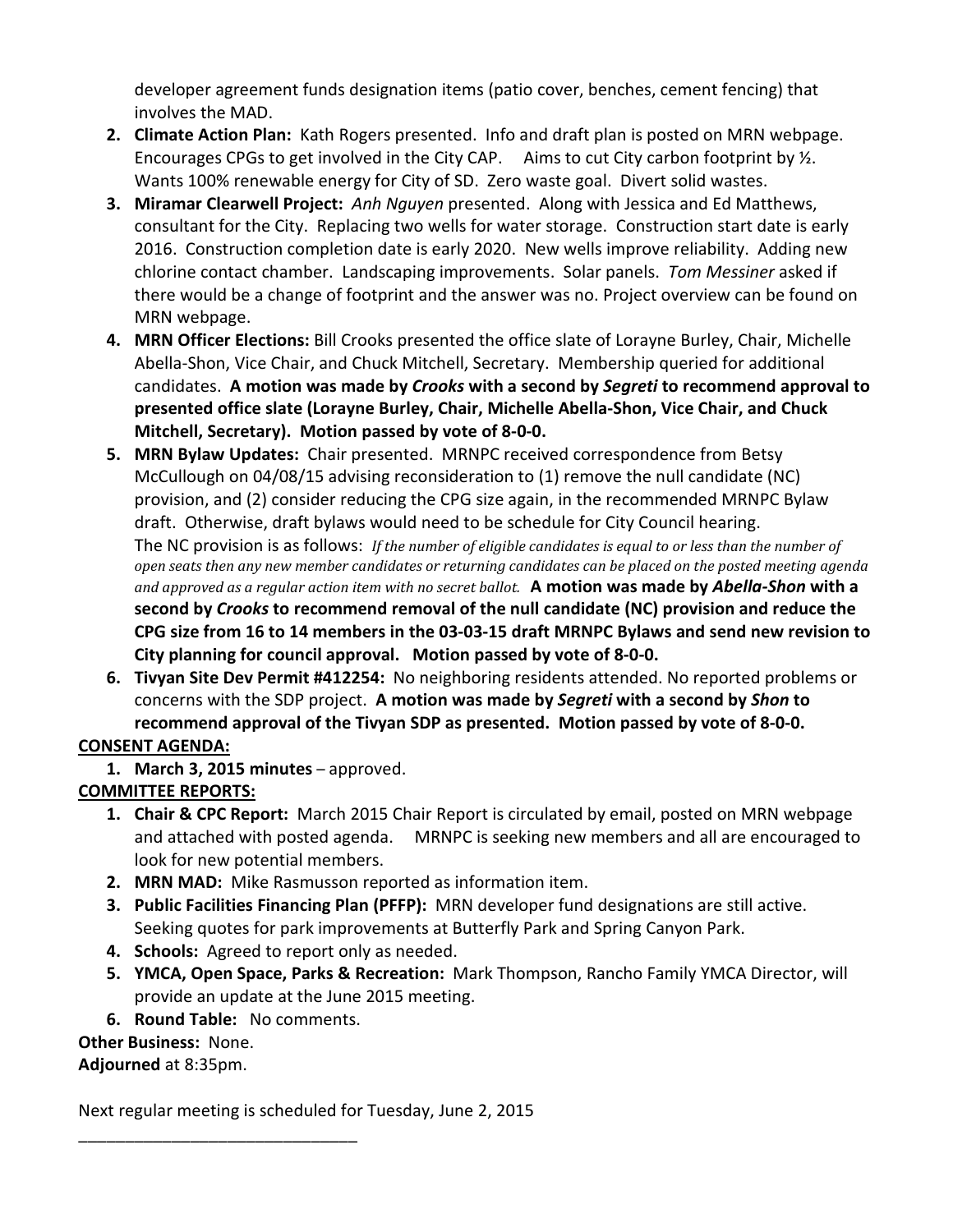developer agreement funds designation items (patio cover, benches, cement fencing) that involves the MAD.

2. **Climate Action Plan:** Kath Rogers presented. Info and draft plan is posted on MRN webpage. Encourages CPGs to get involved in the City CAP. Aims to cut City carbon footprint by ½. Wants 100% renewable energy for City of SD. Zero waste goal. Divert solid wastes.
3. **Miramar Clearwell Project:** *Anh Nguyen* presented. Along with Jessica and Ed Matthews, consultant for the City. Replacing two wells for water storage. Construction start date is early 2016. Construction completion date is early 2020. New wells improve reliability. Adding new chlorine contact chamber. Landscaping improvements. Solar panels. *Tom Messiner* asked if there would be a change of footprint and the answer was no. Project overview can be found on MRN webpage.
4. **MRN Officer Elections:** Bill Crooks presented the office slate of Lorayne Burley, Chair, Michelle Abella-Shon, Vice Chair, and Chuck Mitchell, Secretary. Membership queried for additional candidates. **A motion was made by *Crooks* with a second by *Segreti* to recommend approval to presented office slate (Lorayne Burley, Chair, Michelle Abella-Shon, Vice Chair, and Chuck Mitchell, Secretary). Motion passed by vote of 8-0-0.**
5. **MRN Bylaw Updates:** Chair presented. MRNPC received correspondence from Betsy McCullough on 04/08/15 advising reconsideration to (1) remove the null candidate (NC) provision, and (2) consider reducing the CPG size again, in the recommended MRNPC Bylaw draft. Otherwise, draft bylaws would need to be schedule for City Council hearing. The NC provision is as follows: *If the number of eligible candidates is equal to or less than the number of open seats then any new member candidates or returning candidates can be placed on the posted meeting agenda and approved as a regular action item with no secret ballot.* **A motion was made by *Abella-Shon* with a second by *Crooks* to recommend removal of the null candidate (NC) provision and reduce the CPG size from 16 to 14 members in the 03-03-15 draft MRNPC Bylaws and send new revision to City planning for council approval. Motion passed by vote of 8-0-0.**
6. **Tivyan Site Dev Permit #412254:** No neighboring residents attended. No reported problems or concerns with the SDP project. **A motion was made by *Segreti* with a second by *Shon* to recommend approval of the Tivyan SDP as presented. Motion passed by vote of 8-0-0.**

**CONSENT AGENDA:**

1. **March 3, 2015 minutes** – approved.

**COMMITTEE REPORTS:**

1. **Chair & CPC Report:** March 2015 Chair Report is circulated by email, posted on MRN webpage and attached with posted agenda. MRNPC is seeking new members and all are encouraged to look for new potential members.
2. **MRN MAD:** Mike Rasmusson reported as information item.
3. **Public Facilities Financing Plan (PFFP):** MRN developer fund designations are still active. Seeking quotes for park improvements at Butterfly Park and Spring Canyon Park.
4. **Schools:** Agreed to report only as needed.
5. **YMCA, Open Space, Parks & Recreation:** Mark Thompson, Rancho Family YMCA Director, will provide an update at the June 2015 meeting.
6. **Round Table:** No comments.

**Other Business:** None.

**Adjourned** at 8:35pm.

Next regular meeting is scheduled for Tuesday, June 2, 2015

\_\_\_\_\_\_\_\_\_\_\_\_\_\_\_\_\_\_\_\_\_\_\_\_\_\_\_\_\_\_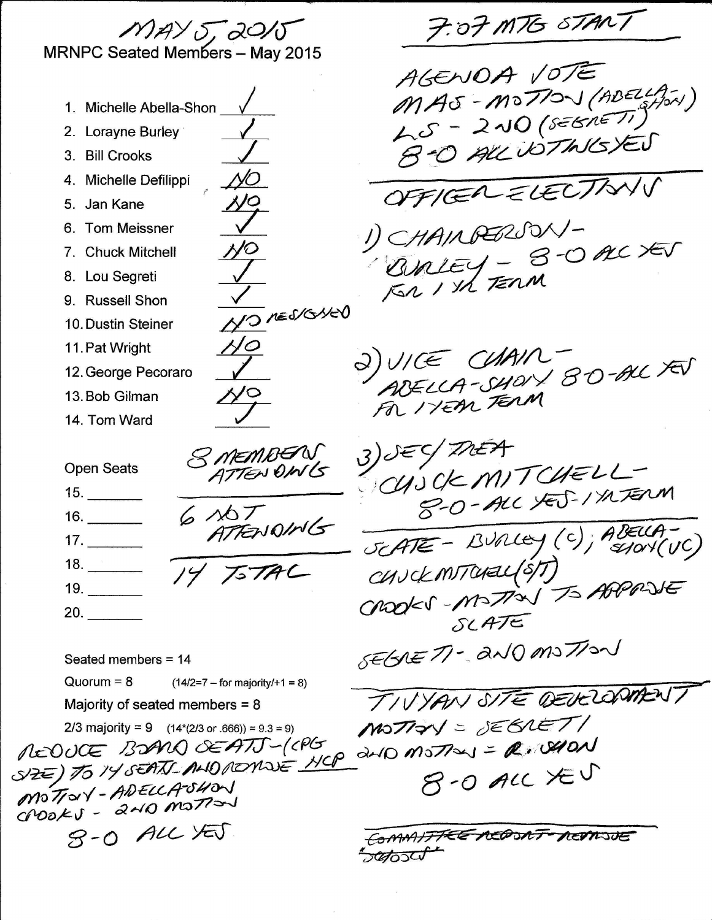MAY 5, 2015

# MRNPC Seated Members – May 2015

1. Michelle Abella-Shon ✓
2. Lorayne Burley ✓
3. Bill Crooks ✓
4. Michelle Defilippi NO
5. Jan Kane NO
6. Tom Meissner ✓
7. Chuck Mitchell NO
8. Lou Segreti ✓
9. Russell Shon ✓
10. Dustin Steiner NO RESIGNED
11. Pat Wright NO
12. George Pecoraro ✓
13. Bob Gilman NO
14. Tom Ward ✓

Open Seats

15. _______
16. _______
17. _______
18. _______
19. _______
20. _______

8 MEMBERS ATTENDING

6 NOT ATTENDING

14 TOTAL

Seated members = 14

Quorum = 8 (14/2=7 – for majority/+1 = 8)

Majority of seated members = 8

2/3 majority = 9 (14*(2/3 or .666)) = 9.3 = 9)

REDUCE BOARD SEATS – (CPG SIZE) TO 14 SEATS AND REMOVE HCP
MOTION - ABELLA-SHON
CROOKS - 2ND MOTION
8-0 ALL YES

---

7:07 MTG START

AGENDA VOTE
MAS - MOTION (ABELLA-SHON)
LS - 2ND (SEGRETI)
8-0 ALL VOTING YES

OFFICER ELECTIONS

1) CHAIRPERSON -
BURLEY - 8-0 ALL YES
FOR 1 YR TERM

2) VICE CHAIR -
ABELLA-SHON 8-0 - ALL YES
FOR 1 YEAR TERM

3) SEC/TREA
CHUCK MITCHELL -
8-0 - ALL YES - 1 YR TERM

SLATE - BURLEY (C); ABELLA-SHON (VC)
CHUCK MITCHELL (S/T)
CROOKS - MOTION TO APPROVE SLATE

SEGRETI - 2ND MOTION

TIVYAN SITE DEVELOPMENT
MOTION = SEGRETI
2ND MOTION = R. SHON
8-0 ALL YES

~~COMMITTEE REPORT - REMOVE~~ "SCHOOL"